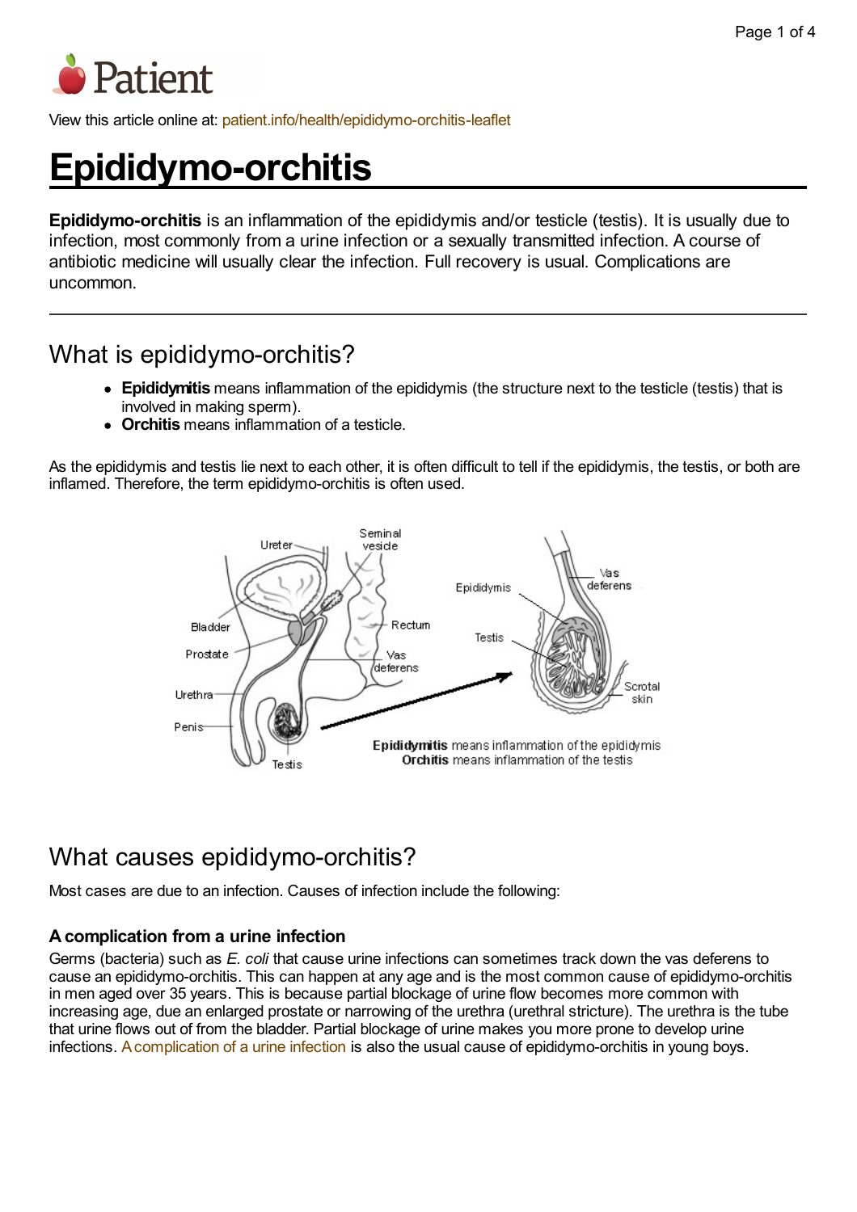View this article online at: patient.info/health/epididymo-orchitis-leaflet

# Epididymo-orchitis

**Epididymo-orchitis** is an inflammation of the epididymis and/or testicle (testis). It is usually due to infection, most commonly from a urine infection or a sexually transmitted infection. A course of antibiotic medicine will usually clear the infection. Full recovery is usual. Complications are uncommon.

## What is epididymo-orchitis?

- **Epididymitis** means inflammation of the epididymis (the structure next to the testicle (testis) that is involved in making sperm).
- **Orchitis** means inflammation of a testicle.

As the epididymis and testis lie next to each other, it is often difficult to tell if the epididymis, the testis, or both are inflamed. Therefore, the term epididymo-orchitis is often used.

**Epididymitis** means inflammation of the epididymis
**Orchitis** means inflammation of the testis

## What causes epididymo-orchitis?

Most cases are due to an infection. Causes of infection include the following:

### A complication from a urine infection

Germs (bacteria) such as *E. coli* that cause urine infections can sometimes track down the vas deferens to cause an epididymo-orchitis. This can happen at any age and is the most common cause of epididymo-orchitis in men aged over 35 years. This is because partial blockage of urine flow becomes more common with increasing age, due an enlarged prostate or narrowing of the urethra (urethral stricture). The urethra is the tube that urine flows out of from the bladder. Partial blockage of urine makes you more prone to develop urine infections. A complication of a urine infection is also the usual cause of epididymo-orchitis in young boys.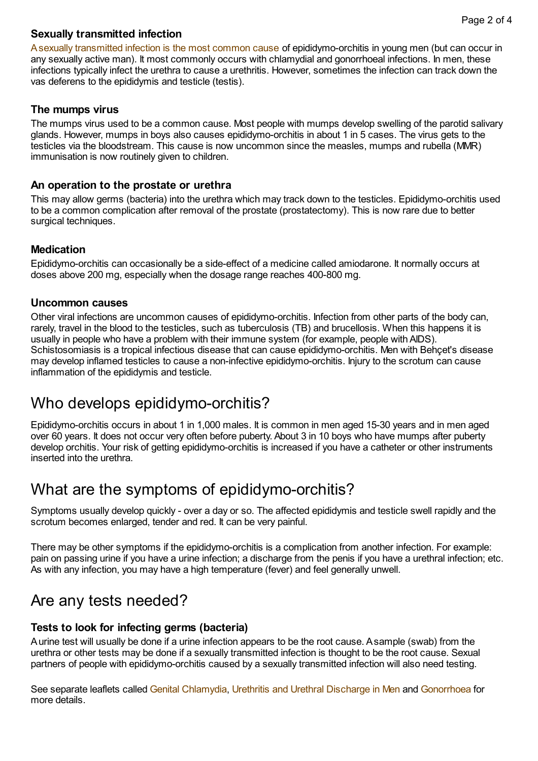### Sexually transmitted infection

A sexually transmitted infection is the most common cause of epididymo-orchitis in young men (but can occur in any sexually active man). It most commonly occurs with chlamydial and gonorrhoeal infections. In men, these infections typically infect the urethra to cause a urethritis. However, sometimes the infection can track down the vas deferens to the epididymis and testicle (testis).

### The mumps virus

The mumps virus used to be a common cause. Most people with mumps develop swelling of the parotid salivary glands. However, mumps in boys also causes epididymo-orchitis in about 1 in 5 cases. The virus gets to the testicles via the bloodstream. This cause is now uncommon since the measles, mumps and rubella (MMR) immunisation is now routinely given to children.

### An operation to the prostate or urethra

This may allow germs (bacteria) into the urethra which may track down to the testicles. Epididymo-orchitis used to be a common complication after removal of the prostate (prostatectomy). This is now rare due to better surgical techniques.

### Medication

Epididymo-orchitis can occasionally be a side-effect of a medicine called amiodarone. It normally occurs at doses above 200 mg, especially when the dosage range reaches 400-800 mg.

### Uncommon causes

Other viral infections are uncommon causes of epididymo-orchitis. Infection from other parts of the body can, rarely, travel in the blood to the testicles, such as tuberculosis (TB) and brucellosis. When this happens it is usually in people who have a problem with their immune system (for example, people with AIDS). Schistosomiasis is a tropical infectious disease that can cause epididymo-orchitis. Men with Behçet's disease may develop inflamed testicles to cause a non-infective epididymo-orchitis. Injury to the scrotum can cause inflammation of the epididymis and testicle.

## Who develops epididymo-orchitis?

Epididymo-orchitis occurs in about 1 in 1,000 males. It is common in men aged 15-30 years and in men aged over 60 years. It does not occur very often before puberty. About 3 in 10 boys who have mumps after puberty develop orchitis. Your risk of getting epididymo-orchitis is increased if you have a catheter or other instruments inserted into the urethra.

## What are the symptoms of epididymo-orchitis?

Symptoms usually develop quickly - over a day or so. The affected epididymis and testicle swell rapidly and the scrotum becomes enlarged, tender and red. It can be very painful.

There may be other symptoms if the epididymo-orchitis is a complication from another infection. For example: pain on passing urine if you have a urine infection; a discharge from the penis if you have a urethral infection; etc. As with any infection, you may have a high temperature (fever) and feel generally unwell.

## Are any tests needed?

### Tests to look for infecting germs (bacteria)

A urine test will usually be done if a urine infection appears to be the root cause. A sample (swab) from the urethra or other tests may be done if a sexually transmitted infection is thought to be the root cause. Sexual partners of people with epididymo-orchitis caused by a sexually transmitted infection will also need testing.

See separate leaflets called Genital Chlamydia, Urethritis and Urethral Discharge in Men and Gonorrhoea for more details.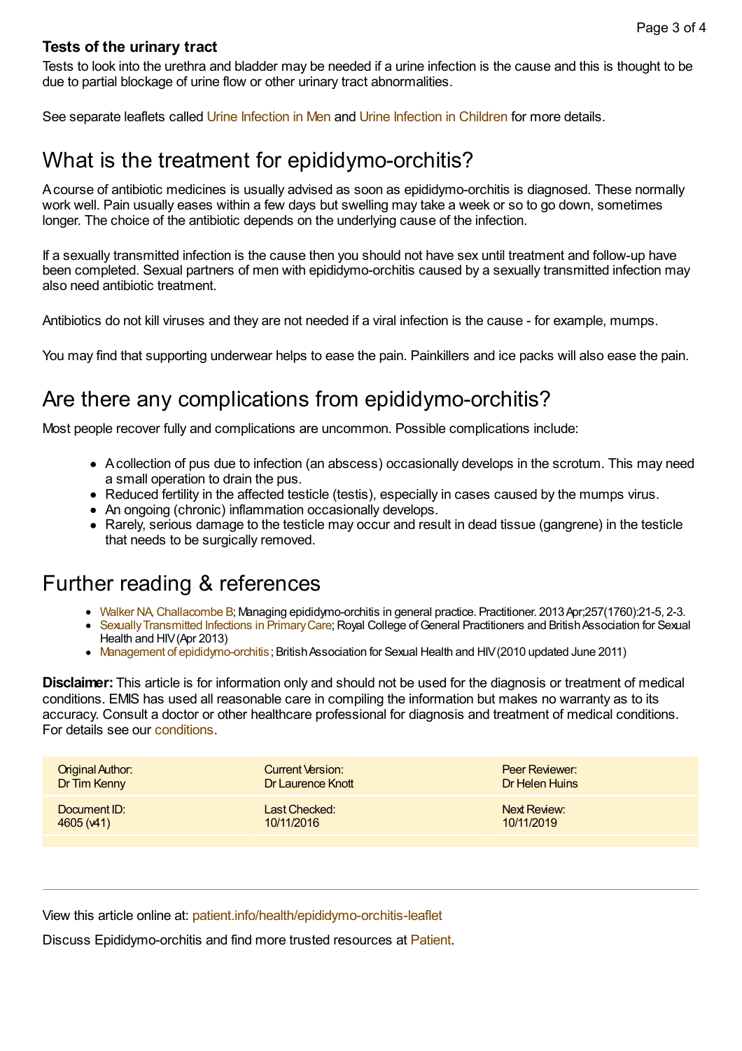### Tests of the urinary tract

Tests to look into the urethra and bladder may be needed if a urine infection is the cause and this is thought to be due to partial blockage of urine flow or other urinary tract abnormalities.

See separate leaflets called Urine Infection in Men and Urine Infection in Children for more details.

## What is the treatment for epididymo-orchitis?

A course of antibiotic medicines is usually advised as soon as epididymo-orchitis is diagnosed. These normally work well. Pain usually eases within a few days but swelling may take a week or so to go down, sometimes longer. The choice of the antibiotic depends on the underlying cause of the infection.

If a sexually transmitted infection is the cause then you should not have sex until treatment and follow-up have been completed. Sexual partners of men with epididymo-orchitis caused by a sexually transmitted infection may also need antibiotic treatment.

Antibiotics do not kill viruses and they are not needed if a viral infection is the cause - for example, mumps.

You may find that supporting underwear helps to ease the pain. Painkillers and ice packs will also ease the pain.

## Are there any complications from epididymo-orchitis?

Most people recover fully and complications are uncommon. Possible complications include:

- A collection of pus due to infection (an abscess) occasionally develops in the scrotum. This may need a small operation to drain the pus.
- Reduced fertility in the affected testicle (testis), especially in cases caused by the mumps virus.
- An ongoing (chronic) inflammation occasionally develops.
- Rarely, serious damage to the testicle may occur and result in dead tissue (gangrene) in the testicle that needs to be surgically removed.

## Further reading & references

- Walker NA, Challacombe B; Managing epididymo-orchitis in general practice. Practitioner. 2013 Apr;257(1760):21-5, 2-3.
- Sexually Transmitted Infections in Primary Care; Royal College of General Practitioners and British Association for Sexual Health and HIV (Apr 2013)
- Management of epididymo-orchitis; British Association for Sexual Health and HIV (2010 updated June 2011)

**Disclaimer:** This article is for information only and should not be used for the diagnosis or treatment of medical conditions. EMIS has used all reasonable care in compiling the information but makes no warranty as to its accuracy. Consult a doctor or other healthcare professional for diagnosis and treatment of medical conditions. For details see our conditions.

| Original Author: Dr Tim Kenny | Current Version: Dr Laurence Knott | Peer Reviewer: Dr Helen Huins |
|---|---|---|
| Document ID: 4605 (v41) | Last Checked: 10/11/2016 | Next Review: 10/11/2019 |

View this article online at: patient.info/health/epididymo-orchitis-leaflet

Discuss Epididymo-orchitis and find more trusted resources at Patient.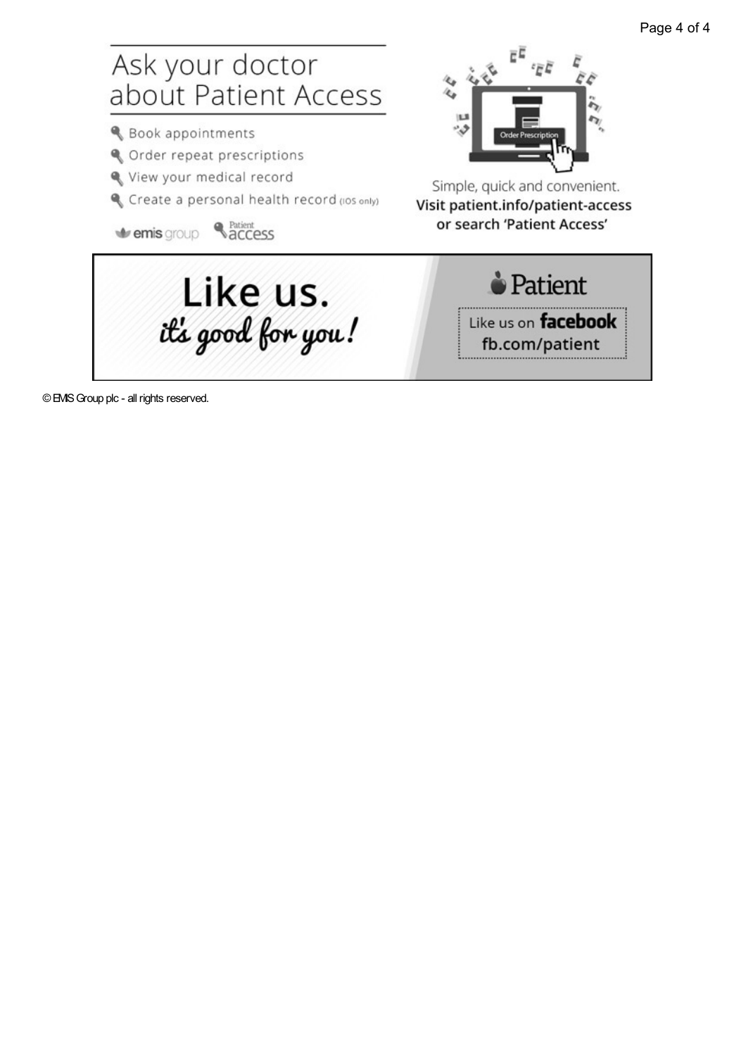# Ask your doctor about Patient Access

- Book appointments
- Order repeat prescriptions
- View your medical record
- Create a personal health record (iOS only)

emis group    Patient access

Order Prescription

Simple, quick and convenient.
**Visit patient.info/patient-access or search 'Patient Access'**

**Like us.**
*it's good for you!*

Patient

Like us on **facebook**
**fb.com/patient**

© EMIS Group plc - all rights reserved.